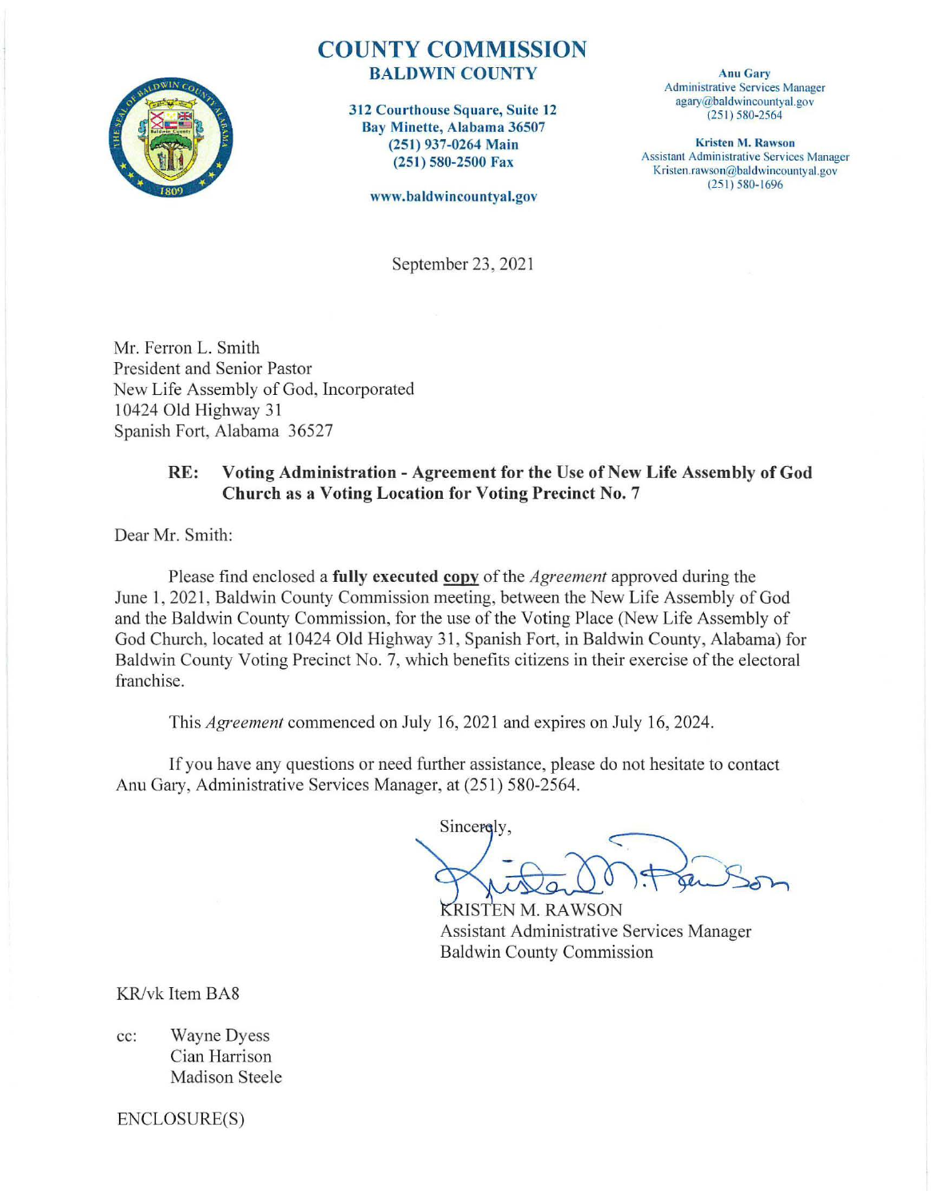# COUNTY COMMISSION

## BALDWIN COUNTY

**312 Courthouse Square, Suite 12**
**Bay Minette, Alabama 36507**
**(251) 937-0264 Main**
**(251) 580-2500 Fax**

**www.baldwincountyal.gov**

**Anu Gary**
Administrative Services Manager
agary@baldwincountyal.gov
(251) 580-2564

**Kristen M. Rawson**
Assistant Administrative Services Manager
Kristen.rawson@baldwincountyal.gov
(251) 580-1696

September 23, 2021

Mr. Ferron L. Smith
President and Senior Pastor
New Life Assembly of God, Incorporated
10424 Old Highway 31
Spanish Fort, Alabama 36527

**RE: Voting Administration - Agreement for the Use of New Life Assembly of God Church as a Voting Location for Voting Precinct No. 7**

Dear Mr. Smith:

Please find enclosed a **fully executed copy** of the *Agreement* approved during the June 1, 2021, Baldwin County Commission meeting, between the New Life Assembly of God and the Baldwin County Commission, for the use of the Voting Place (New Life Assembly of God Church, located at 10424 Old Highway 31, Spanish Fort, in Baldwin County, Alabama) for Baldwin County Voting Precinct No. 7, which benefits citizens in their exercise of the electoral franchise.

This *Agreement* commenced on July 16, 2021 and expires on July 16, 2024.

If you have any questions or need further assistance, please do not hesitate to contact Anu Gary, Administrative Services Manager, at (251) 580-2564.

Sincerely,

KRISTEN M. RAWSON
Assistant Administrative Services Manager
Baldwin County Commission

KR/vk Item BA8

cc: Wayne Dyess
Cian Harrison
Madison Steele

ENCLOSURE(S)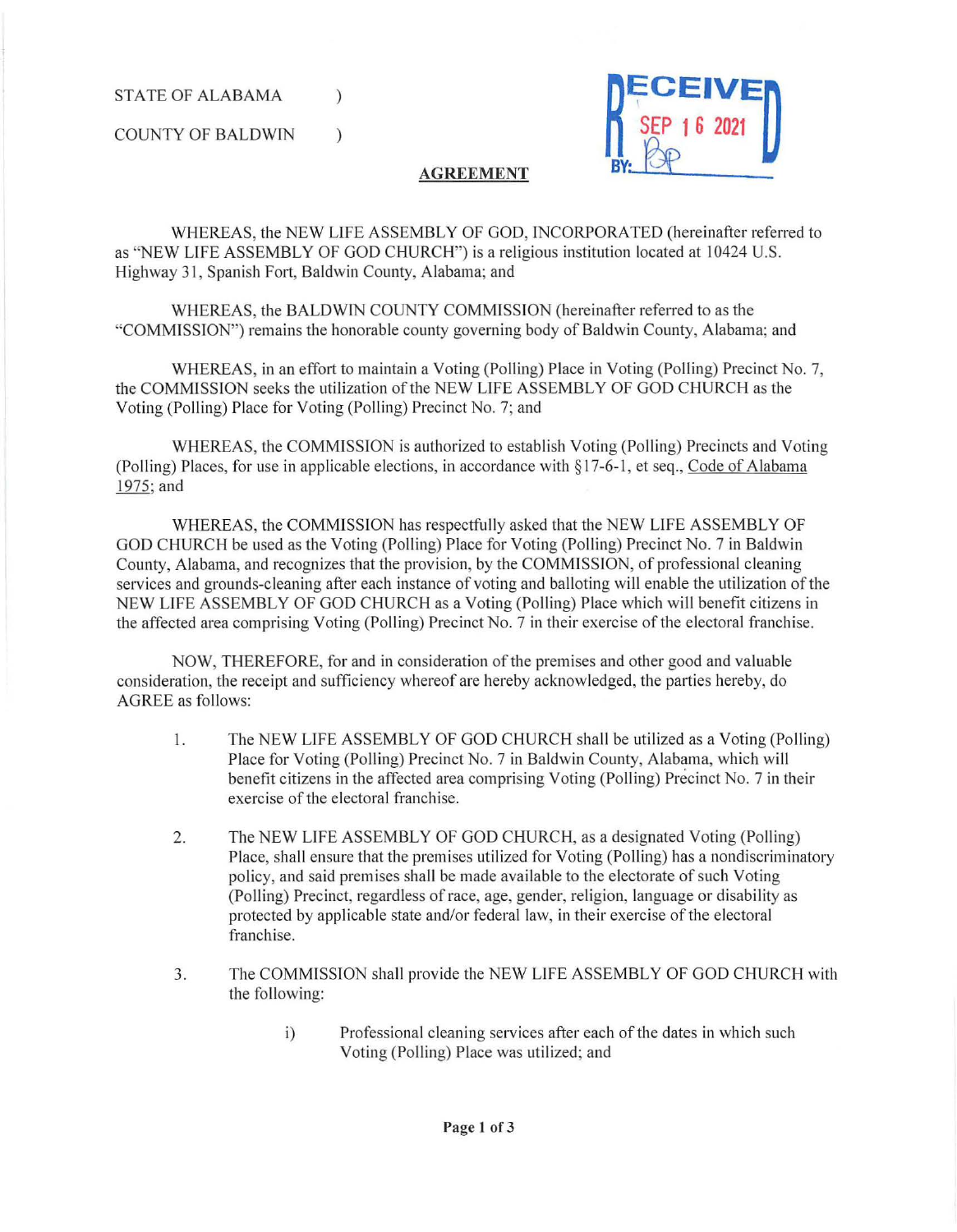STATE OF ALABAMA )

COUNTY OF BALDWIN )

RECEIVED SEP 16 2021 BY: BP

## AGREEMENT

WHEREAS, the NEW LIFE ASSEMBLY OF GOD, INCORPORATED (hereinafter referred to as "NEW LIFE ASSEMBLY OF GOD CHURCH") is a religious institution located at 10424 U.S. Highway 31, Spanish Fort, Baldwin County, Alabama; and

WHEREAS, the BALDWIN COUNTY COMMISSION (hereinafter referred to as the "COMMISSION") remains the honorable county governing body of Baldwin County, Alabama; and

WHEREAS, in an effort to maintain a Voting (Polling) Place in Voting (Polling) Precinct No. 7, the COMMISSION seeks the utilization of the NEW LIFE ASSEMBLY OF GOD CHURCH as the Voting (Polling) Place for Voting (Polling) Precinct No. 7; and

WHEREAS, the COMMISSION is authorized to establish Voting (Polling) Precincts and Voting (Polling) Places, for use in applicable elections, in accordance with §17-6-1, et seq., Code of Alabama 1975; and

WHEREAS, the COMMISSION has respectfully asked that the NEW LIFE ASSEMBLY OF GOD CHURCH be used as the Voting (Polling) Place for Voting (Polling) Precinct No. 7 in Baldwin County, Alabama, and recognizes that the provision, by the COMMISSION, of professional cleaning services and grounds-cleaning after each instance of voting and balloting will enable the utilization of the NEW LIFE ASSEMBLY OF GOD CHURCH as a Voting (Polling) Place which will benefit citizens in the affected area comprising Voting (Polling) Precinct No. 7 in their exercise of the electoral franchise.

NOW, THEREFORE, for and in consideration of the premises and other good and valuable consideration, the receipt and sufficiency whereof are hereby acknowledged, the parties hereby, do AGREE as follows:

1. The NEW LIFE ASSEMBLY OF GOD CHURCH shall be utilized as a Voting (Polling) Place for Voting (Polling) Precinct No. 7 in Baldwin County, Alabama, which will benefit citizens in the affected area comprising Voting (Polling) Precinct No. 7 in their exercise of the electoral franchise.

2. The NEW LIFE ASSEMBLY OF GOD CHURCH, as a designated Voting (Polling) Place, shall ensure that the premises utilized for Voting (Polling) has a nondiscriminatory policy, and said premises shall be made available to the electorate of such Voting (Polling) Precinct, regardless of race, age, gender, religion, language or disability as protected by applicable state and/or federal law, in their exercise of the electoral franchise.

3. The COMMISSION shall provide the NEW LIFE ASSEMBLY OF GOD CHURCH with the following:

    i) Professional cleaning services after each of the dates in which such Voting (Polling) Place was utilized; and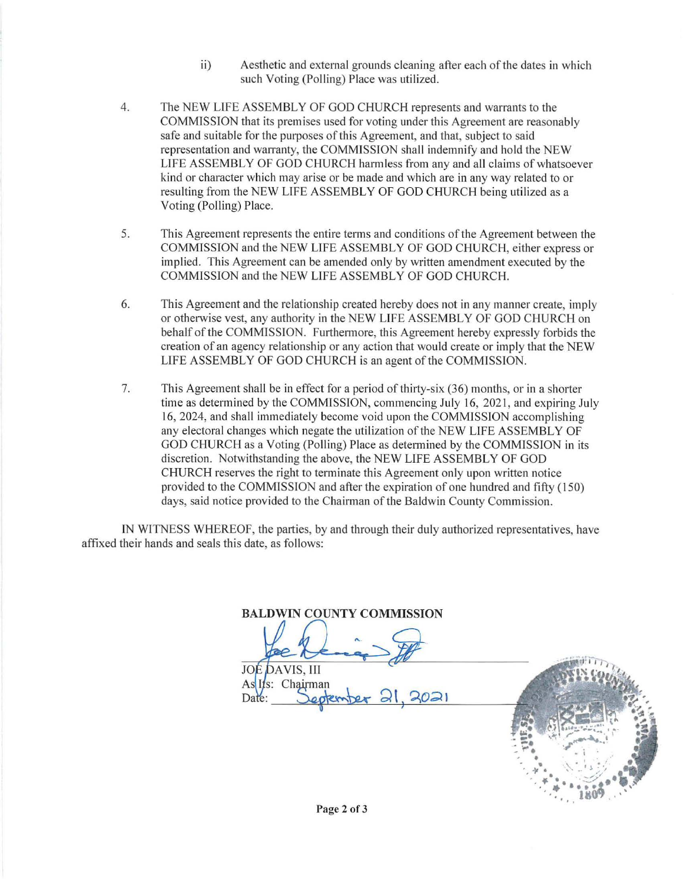ii) Aesthetic and external grounds cleaning after each of the dates in which such Voting (Polling) Place was utilized.

4. The NEW LIFE ASSEMBLY OF GOD CHURCH represents and warrants to the COMMISSION that its premises used for voting under this Agreement are reasonably safe and suitable for the purposes of this Agreement, and that, subject to said representation and warranty, the COMMISSION shall indemnify and hold the NEW LIFE ASSEMBLY OF GOD CHURCH harmless from any and all claims of whatsoever kind or character which may arise or be made and which are in any way related to or resulting from the NEW LIFE ASSEMBLY OF GOD CHURCH being utilized as a Voting (Polling) Place.

5. This Agreement represents the entire terms and conditions of the Agreement between the COMMISSION and the NEW LIFE ASSEMBLY OF GOD CHURCH, either express or implied. This Agreement can be amended only by written amendment executed by the COMMISSION and the NEW LIFE ASSEMBLY OF GOD CHURCH.

6. This Agreement and the relationship created hereby does not in any manner create, imply or otherwise vest, any authority in the NEW LIFE ASSEMBLY OF GOD CHURCH on behalf of the COMMISSION. Furthermore, this Agreement hereby expressly forbids the creation of an agency relationship or any action that would create or imply that the NEW LIFE ASSEMBLY OF GOD CHURCH is an agent of the COMMISSION.

7. This Agreement shall be in effect for a period of thirty-six (36) months, or in a shorter time as determined by the COMMISSION, commencing July 16, 2021, and expiring July 16, 2024, and shall immediately become void upon the COMMISSION accomplishing any electoral changes which negate the utilization of the NEW LIFE ASSEMBLY OF GOD CHURCH as a Voting (Polling) Place as determined by the COMMISSION in its discretion. Notwithstanding the above, the NEW LIFE ASSEMBLY OF GOD CHURCH reserves the right to terminate this Agreement only upon written notice provided to the COMMISSION and after the expiration of one hundred and fifty (150) days, said notice provided to the Chairman of the Baldwin County Commission.

IN WITNESS WHEREOF, the parties, by and through their duly authorized representatives, have affixed their hands and seals this date, as follows:

**BALDWIN COUNTY COMMISSION**

JOE DAVIS, III
As Its: Chairman
Date: September 21, 2021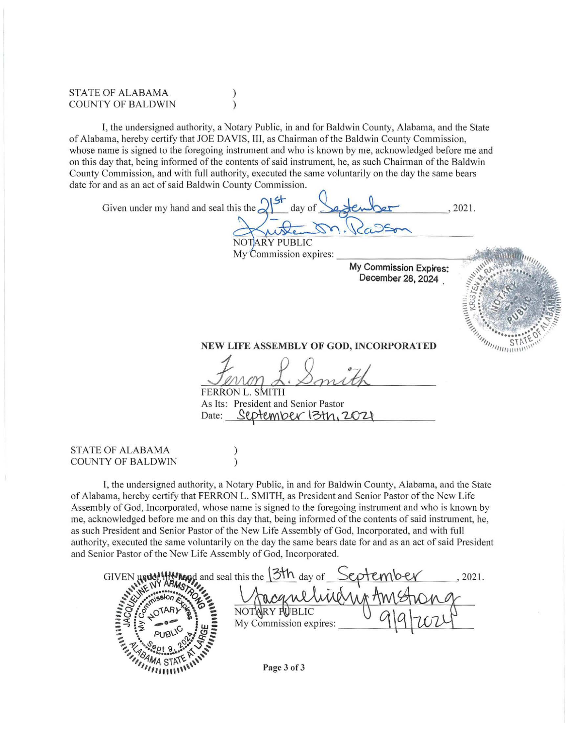STATE OF ALABAMA )
COUNTY OF BALDWIN )

I, the undersigned authority, a Notary Public, in and for Baldwin County, Alabama, and the State of Alabama, hereby certify that JOE DAVIS, III, as Chairman of the Baldwin County Commission, whose name is signed to the foregoing instrument and who is known by me, acknowledged before me and on this day that, being informed of the contents of said instrument, he, as such Chairman of the Baldwin County Commission, and with full authority, executed the same voluntarily on the day the same bears date for and as an act of said Baldwin County Commission.

Given under my hand and seal this the 21st day of September, 2021.

Kristen M. Rawson
NOTARY PUBLIC
My Commission expires: My Commission Expires: December 28, 2024

KRISTEN M. RAWSON NOTARY PUBLIC STATE OF ALABAMA

**NEW LIFE ASSEMBLY OF GOD, INCORPORATED**

Ferron L. Smith
FERRON L. SMITH
As Its: President and Senior Pastor
Date: September 13th, 2021

STATE OF ALABAMA )
COUNTY OF BALDWIN )

I, the undersigned authority, a Notary Public, in and for Baldwin County, Alabama, and the State of Alabama, hereby certify that FERRON L. SMITH, as President and Senior Pastor of the New Life Assembly of God, Incorporated, whose name is signed to the foregoing instrument and who is known by me, acknowledged before me and on this day that, being informed of the contents of said instrument, he, as such President and Senior Pastor of the New Life Assembly of God, Incorporated, and with full authority, executed the same voluntarily on the day the same bears date for and as an act of said President and Senior Pastor of the New Life Assembly of God, Incorporated.

GIVEN under my hand and seal this the 13th day of September, 2021.

Jacqueline Ivy Armstrong
NOTARY PUBLIC
My Commission expires: 9/9/2024

JACQUELINE IVY ARMSTRONG NOTARY PUBLIC My Commission Expires Sept 9, 2024 ALABAMA STATE AT LARGE